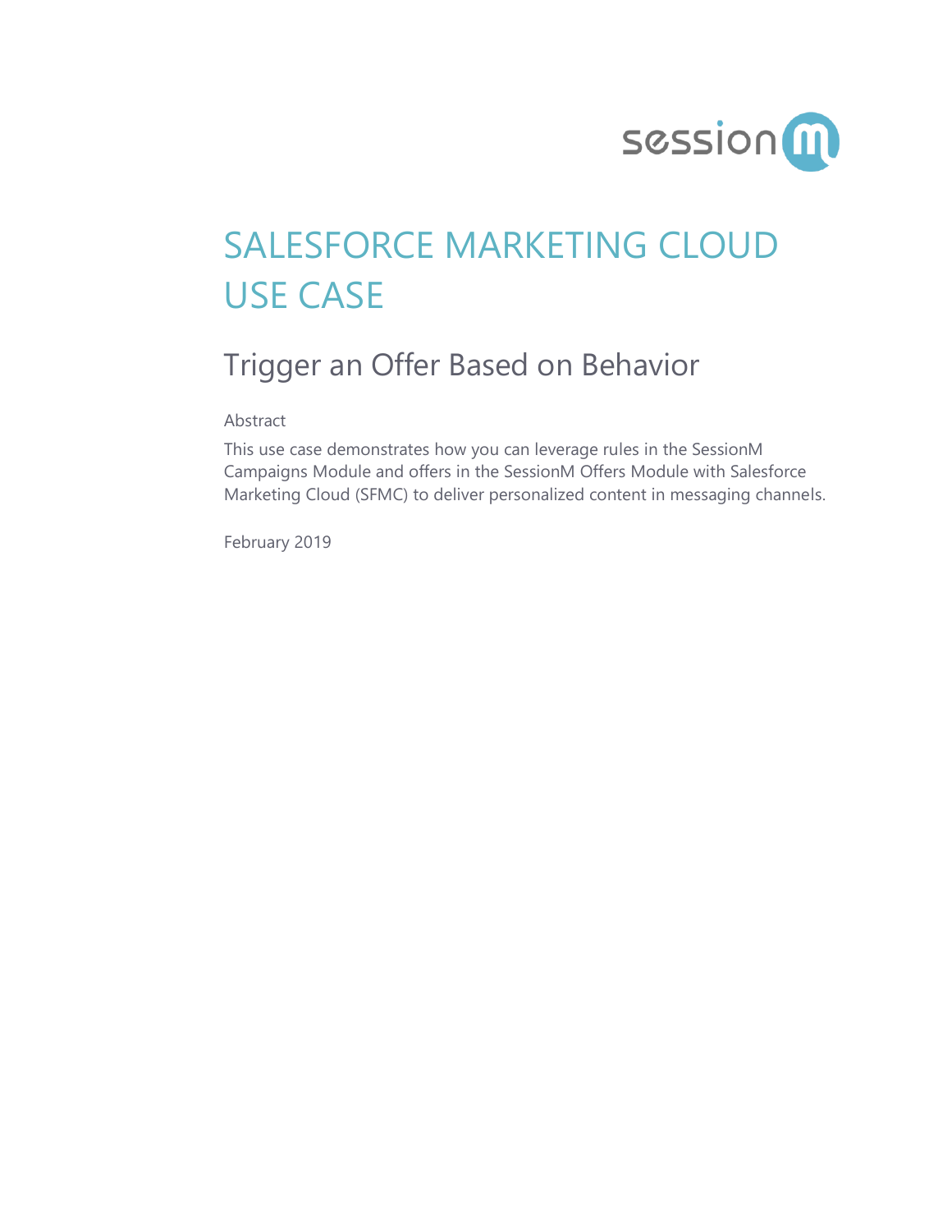# SALESFORCE MARKETING CLOUD USE CASE

## Trigger an Offer Based on Behavior

Abstract

This use case demonstrates how you can leverage rules in the SessionM Campaigns Module and offers in the SessionM Offers Module with Salesforce Marketing Cloud (SFMC) to deliver personalized content in messaging channels.

February 2019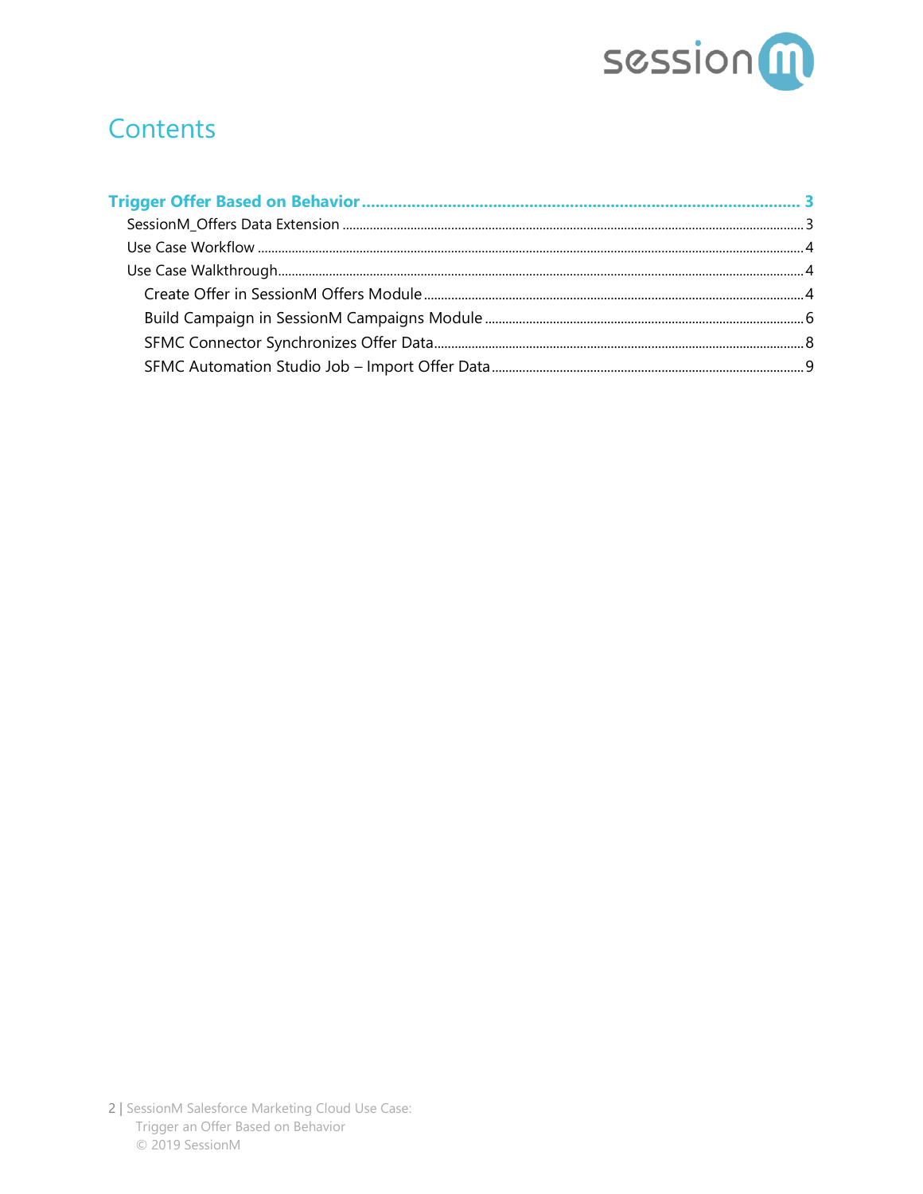# Contents

**Trigger Offer Based on Behavior** ........................................................................................ 3

- SessionM_Offers Data Extension ........................................................................................ 3
- Use Case Workflow ........................................................................................ 4
- Use Case Walkthrough ........................................................................................ 4
  - Create Offer in SessionM Offers Module ........................................................................................ 4
  - Build Campaign in SessionM Campaigns Module ........................................................................................ 6
  - SFMC Connector Synchronizes Offer Data ........................................................................................ 8
  - SFMC Automation Studio Job – Import Offer Data ........................................................................................ 9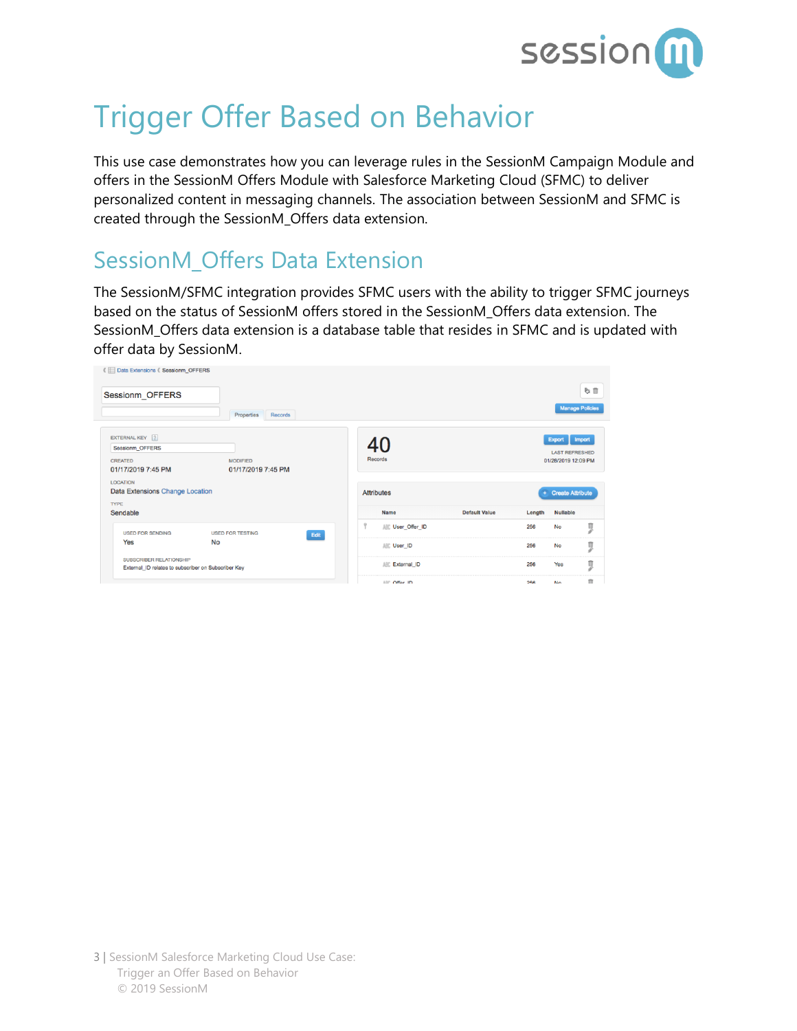# Trigger Offer Based on Behavior

This use case demonstrates how you can leverage rules in the SessionM Campaign Module and offers in the SessionM Offers Module with Salesforce Marketing Cloud (SFMC) to deliver personalized content in messaging channels. The association between SessionM and SFMC is created through the SessionM_Offers data extension.

## SessionM_Offers Data Extension

The SessionM/SFMC integration provides SFMC users with the ability to trigger SFMC journeys based on the status of SessionM offers stored in the SessionM_Offers data extension. The SessionM_Offers data extension is a database table that resides in SFMC and is updated with offer data by SessionM.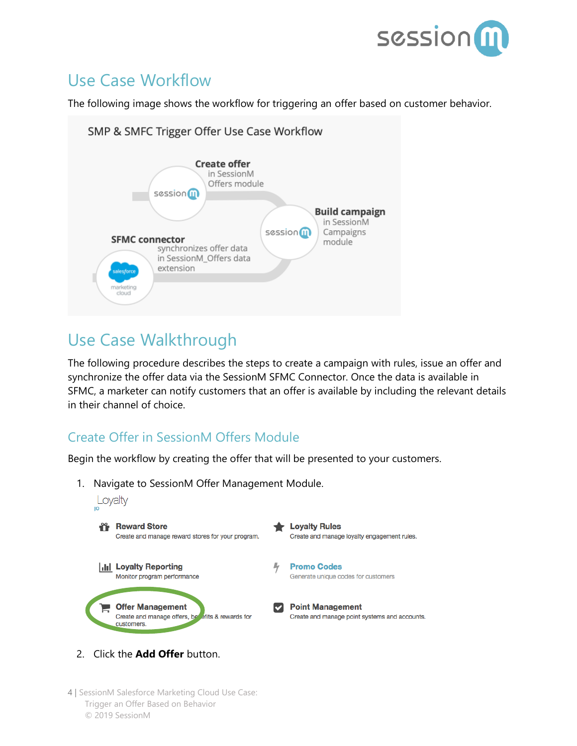## Use Case Workflow

The following image shows the workflow for triggering an offer based on customer behavior.

SMP & SMFC Trigger Offer Use Case Workflow

**Create offer** in SessionM Offers module

**Build campaign** in SessionM Campaigns module

**SFMC connector** synchronizes offer data in SessionM_Offers data extension

## Use Case Walkthrough

The following procedure describes the steps to create a campaign with rules, issue an offer and synchronize the offer data via the SessionM SFMC Connector. Once the data is available in SFMC, a marketer can notify customers that an offer is available by including the relevant details in their channel of choice.

### Create Offer in SessionM Offers Module

Begin the workflow by creating the offer that will be presented to your customers.

1. Navigate to SessionM Offer Management Module.

   Loyalty

   **Reward Store** – Create and manage reward stores for your program.

   **Loyalty Rules** – Create and manage loyalty engagement rules.

   **Loyalty Reporting** – Monitor program performance

   **Promo Codes** – Generate unique codes for customers

   **Offer Management** – Create and manage offers, benefits & rewards for customers.

   **Point Management** – Create and manage point systems and accounts.

2. Click the **Add Offer** button.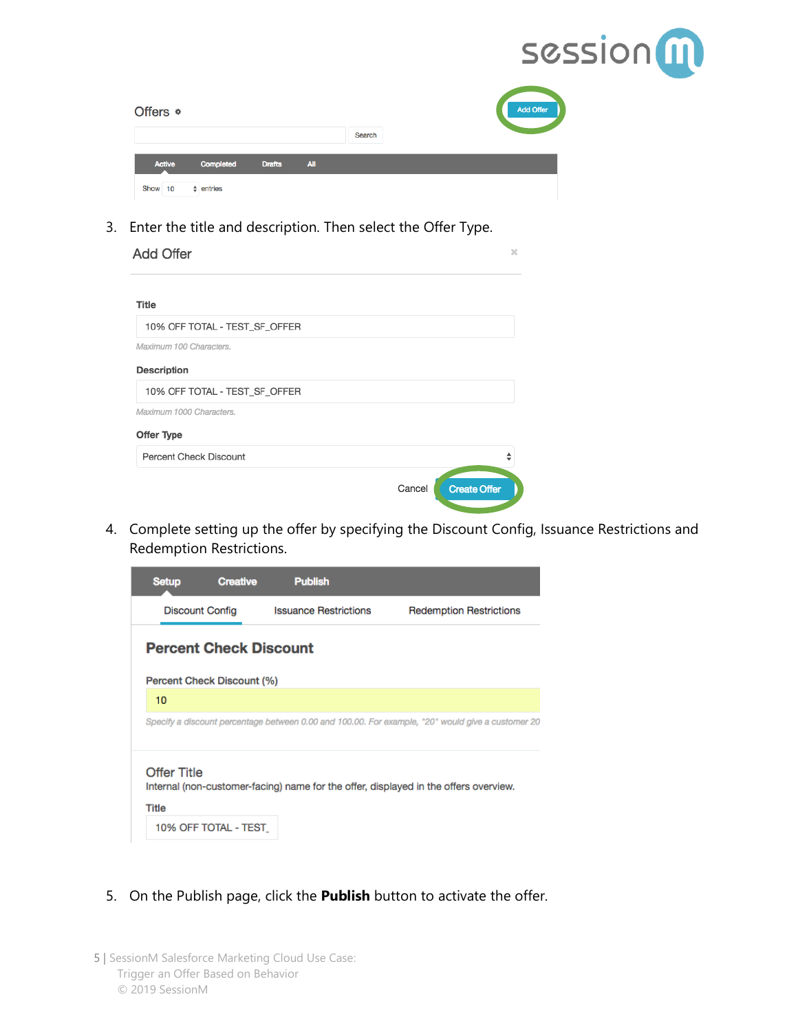3. Enter the title and description. Then select the Offer Type.

4. Complete setting up the offer by specifying the Discount Config, Issuance Restrictions and Redemption Restrictions.

5. On the Publish page, click the **Publish** button to activate the offer.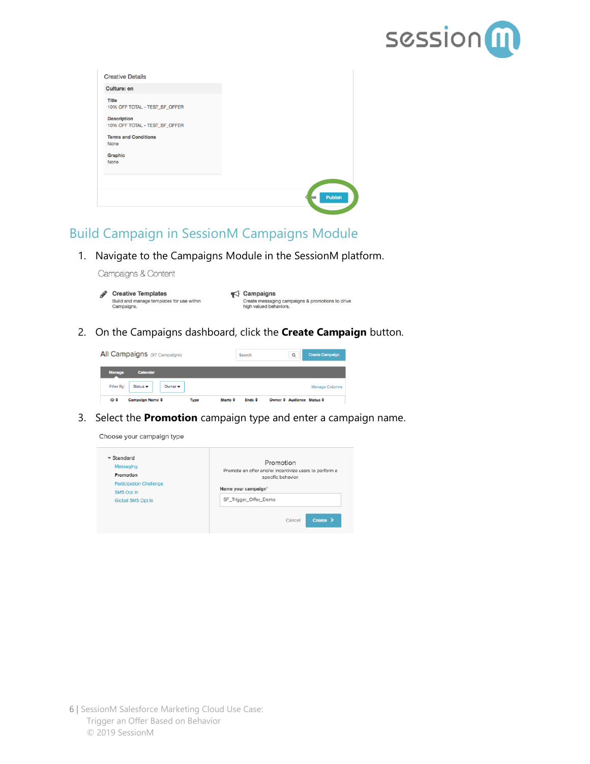Creative Details

Culture: en

Title
10% OFF TOTAL - TEST_SF_OFFER

Description
10% OFF TOTAL - TEST_SF_OFFER

Terms and Conditions
None

Graphic
None

Close Publish

## Build Campaign in SessionM Campaigns Module

1. Navigate to the Campaigns Module in the SessionM platform.

   Campaigns & Content

   **Creative Templates**
   Build and manage templates for use within Campaigns.

   **Campaigns**
   Create messaging campaigns & promotions to drive high valued behaviors.

2. On the Campaigns dashboard, click the **Create Campaign** button.

   All Campaigns (97 Campaigns) Search Create Campaign

   Manage Calendar

   Filter By: Status Owner Manage Columns

   ID Campaign Name Type Starts Ends Owner Audience Status

3. Select the **Promotion** campaign type and enter a campaign name.

   Choose your campaign type

   Standard
   - Messaging
   - Promotion
   - Participation Challenge
   - SMS Opt In
   - Global SMS Opt In

   Promotion
   Promote an offer and/or incentivize users to perform a specific behavior.

   Name your campaign*
   SF_Trigger_Offer_Demo

   Cancel Create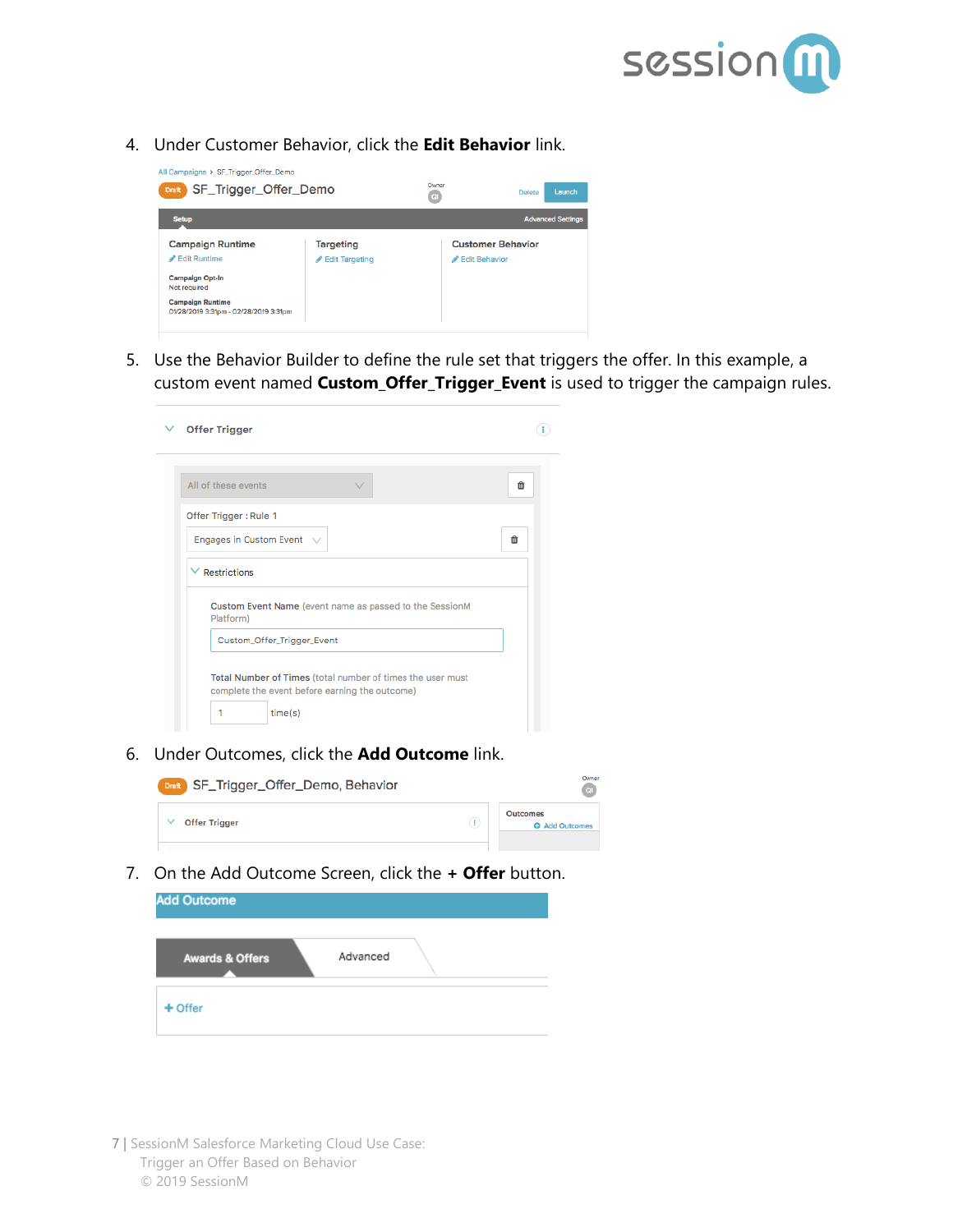4. Under Customer Behavior, click the **Edit Behavior** link.

5. Use the Behavior Builder to define the rule set that triggers the offer. In this example, a custom event named **Custom_Offer_Trigger_Event** is used to trigger the campaign rules.

6. Under Outcomes, click the **Add Outcome** link.

7. On the Add Outcome Screen, click the **+ Offer** button.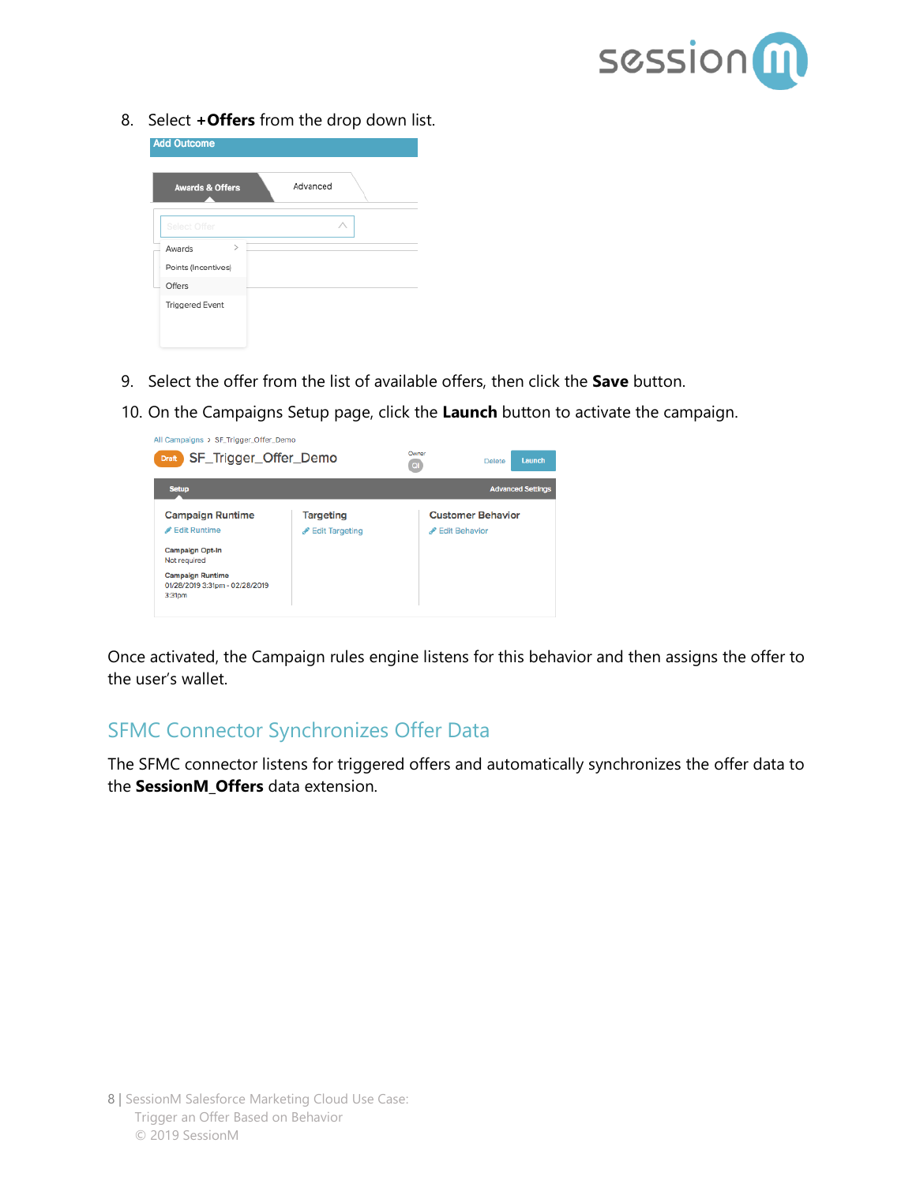8. Select **+Offers** from the drop down list.

9. Select the offer from the list of available offers, then click the **Save** button.

10. On the Campaigns Setup page, click the **Launch** button to activate the campaign.

Once activated, the Campaign rules engine listens for this behavior and then assigns the offer to the user's wallet.

## SFMC Connector Synchronizes Offer Data

The SFMC connector listens for triggered offers and automatically synchronizes the offer data to the **SessionM_Offers** data extension.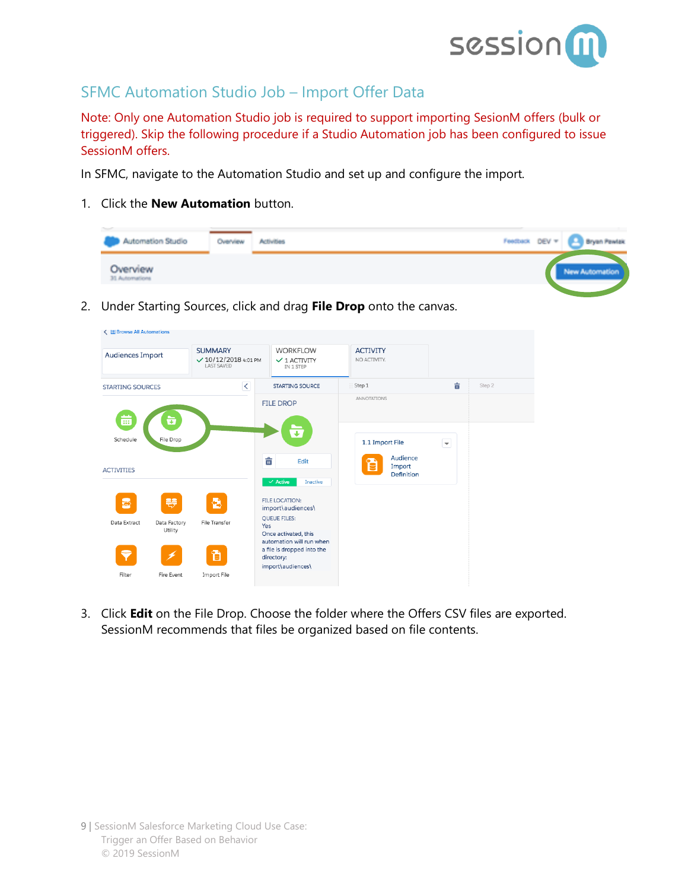## SFMC Automation Studio Job – Import Offer Data

Note: Only one Automation Studio job is required to support importing SesionM offers (bulk or triggered). Skip the following procedure if a Studio Automation job has been configured to issue SessionM offers.

In SFMC, navigate to the Automation Studio and set up and configure the import.

1. Click the **New Automation** button.

2. Under Starting Sources, click and drag **File Drop** onto the canvas.

3. Click **Edit** on the File Drop. Choose the folder where the Offers CSV files are exported. SessionM recommends that files be organized based on file contents.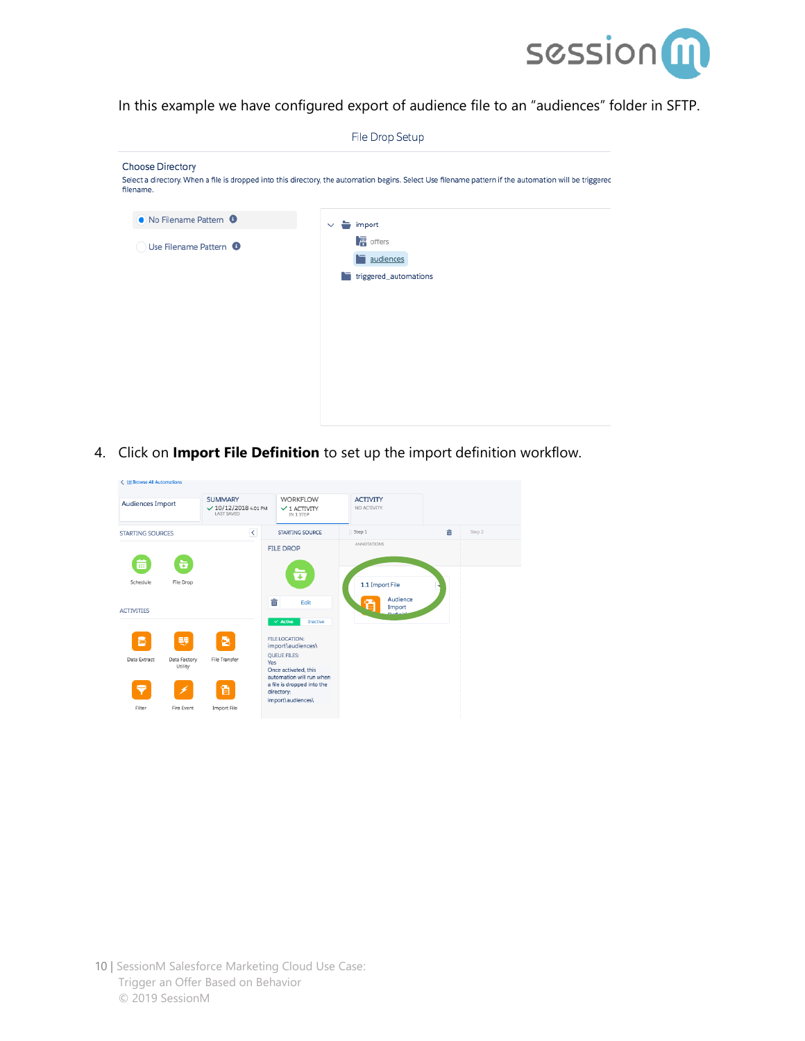In this example we have configured export of audience file to an “audiences” folder in SFTP.

4. Click on **Import File Definition** to set up the import definition workflow.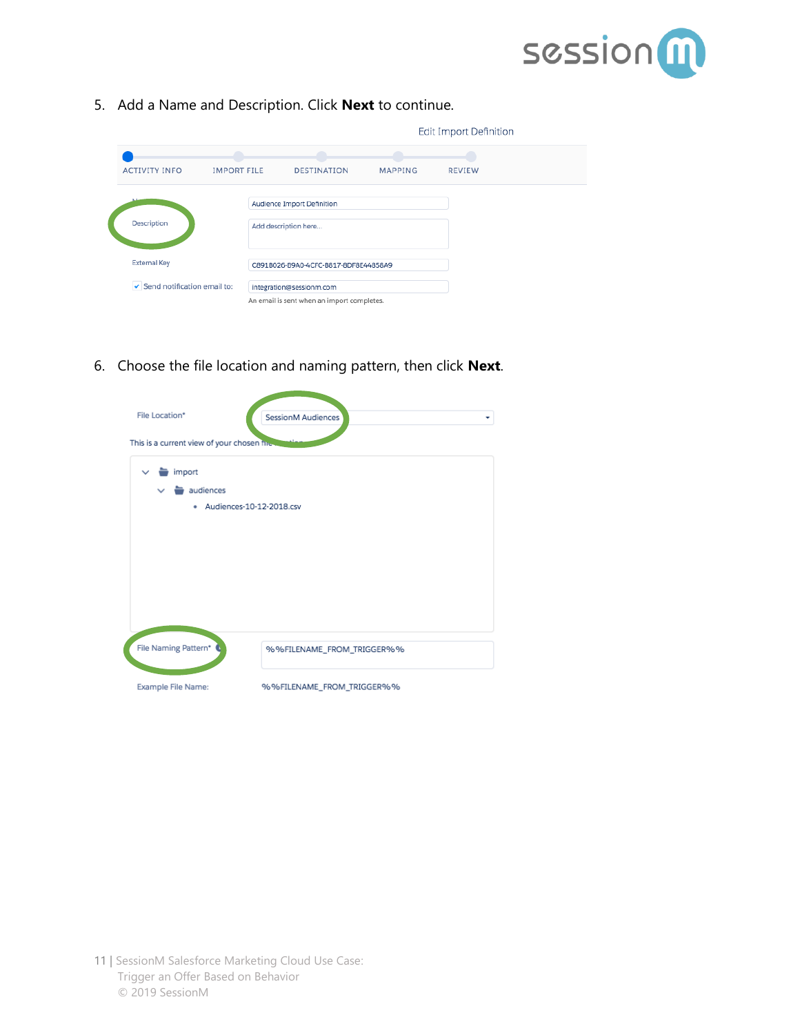5. Add a Name and Description. Click **Next** to continue.

Edit Import Definition

ACTIVITY INFO IMPORT FILE DESTINATION MAPPING REVIEW

Description | Add description here...

External Key | C891B026-B9A0-4CFC-B817-8DF8E44858A9

Send notification email to: | integration@sessionm.com

An email is sent when an import completes.

6. Choose the file location and naming pattern, then click **Next**.

File Location* | SessionM Audiences

import
audiences
- Audiences-10-12-2018.csv

File Naming Pattern* | %%FILENAME_FROM_TRIGGER%%

Example File Name: %%FILENAME_FROM_TRIGGER%%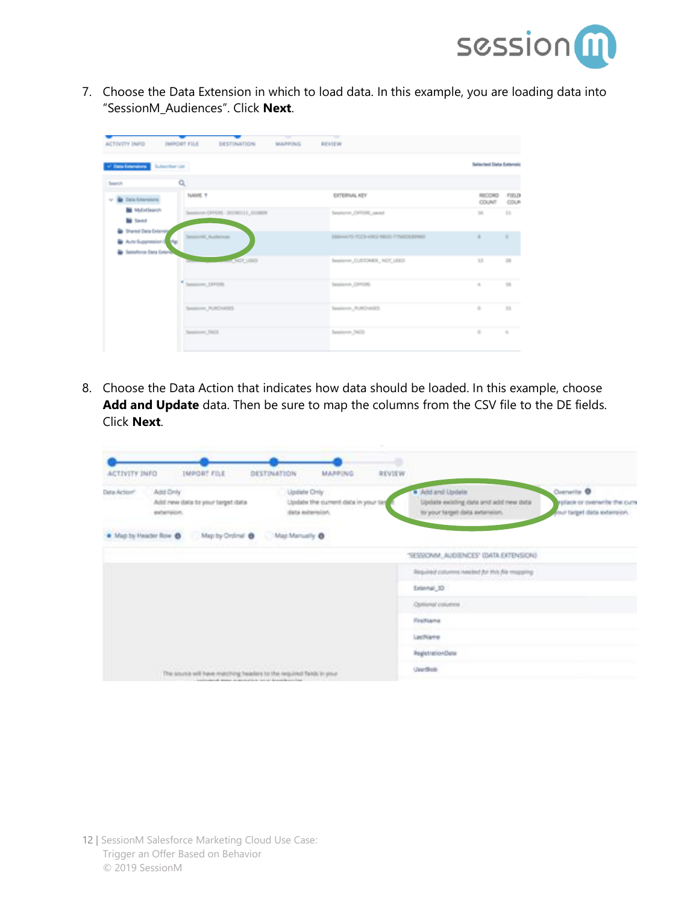7. Choose the Data Extension in which to load data. In this example, you are loading data into "SessionM_Audiences". Click **Next**.

8. Choose the Data Action that indicates how data should be loaded. In this example, choose **Add and Update** data. Then be sure to map the columns from the CSV file to the DE fields. Click **Next**.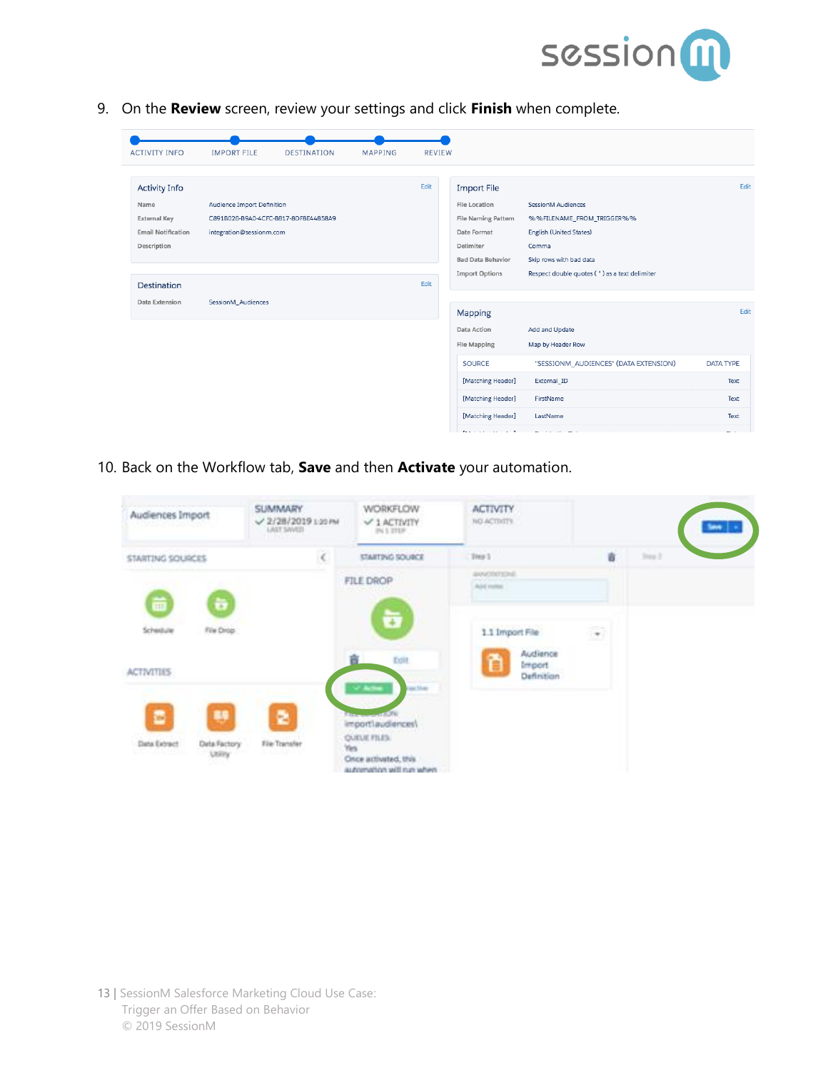9. On the **Review** screen, review your settings and click **Finish** when complete.

10. Back on the Workflow tab, **Save** and then **Activate** your automation.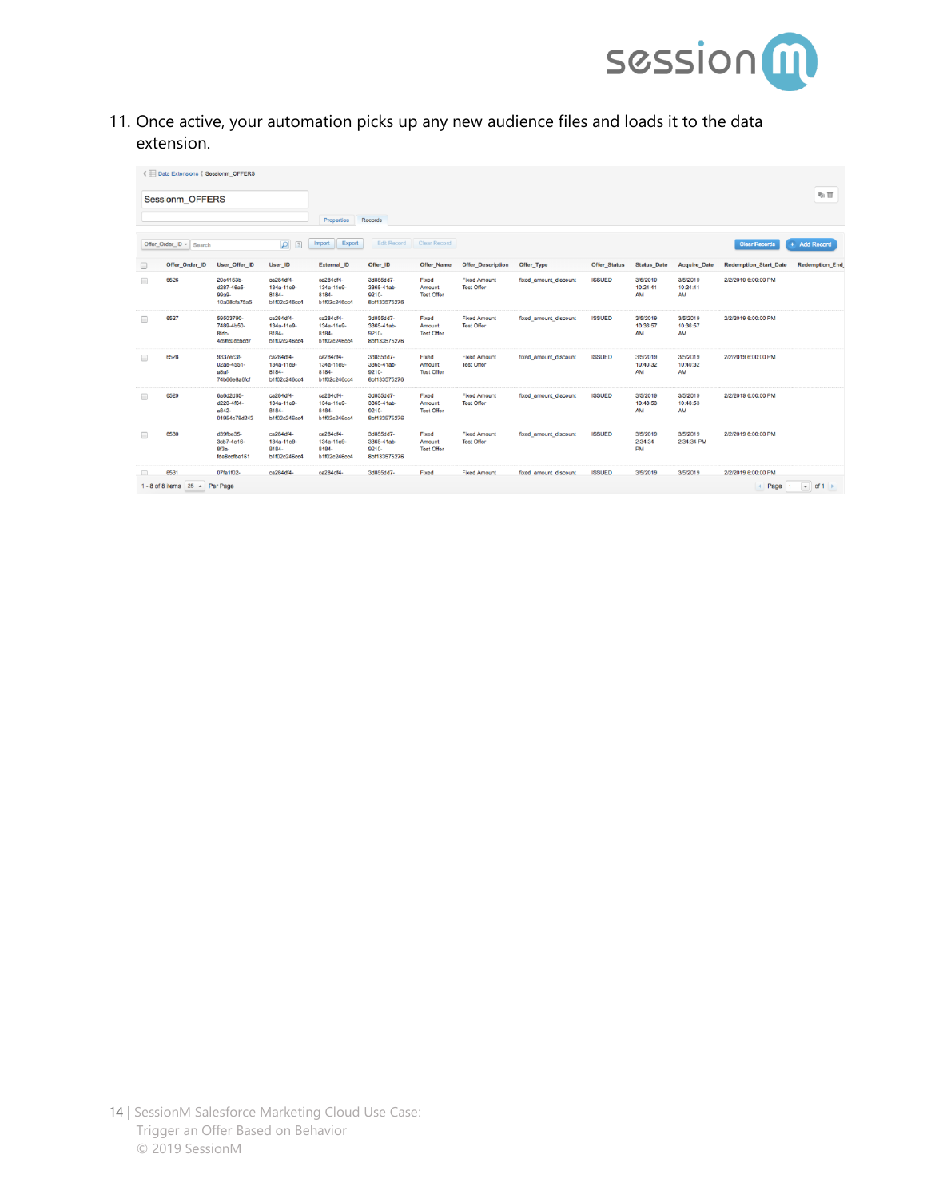11. Once active, your automation picks up any new audience files and loads it to the data extension.

Data Extensions ( Sessionm_OFFERS

Sessionm_OFFERS

Properties Records

Offer_Order_ID Search Import Export Edit Record Clear Record Clear Records Add Record

| Offer_Order_ID | User_Offer_ID | User_ID | External_ID | Offer_ID | Offer_Name | Offer_Description | Offer_Type | Offer_Status | Status_Date | Acquire_Date | Redemption_Start_Date | Redemption_End |
|---|---|---|---|---|---|---|---|---|---|---|---|---|
| 6526 | 20c4153b-d287-46a6-99a9-10a08cfa75a5 | ca284df4-134a-11e9-8184-b1f02c246cc4 | ca284df4-134a-11e9-8184-b1f02c246cc4 | 3d855dd7-3365-41ab-9210-8bf133575276 | Fixed Amount Test Offer | Fixed Amount Test Offer | fixed_amount_discount | ISSUED | 3/5/2019 10:24:41 AM | 3/5/2019 10:24:41 AM | 2/2/2019 6:00:00 PM | |
| 6527 | 59503790-7489-4b50-8f6c-4d9fc0dcbcd7 | ca284df4-134a-11e9-8184-b1f02c246cc4 | ca284df4-134a-11e9-8184-b1f02c246cc4 | 3d855dd7-3365-41ab-9210-8bf133575276 | Fixed Amount Test Offer | Fixed Amount Test Offer | fixed_amount_discount | ISSUED | 3/5/2019 10:36:57 AM | 3/5/2019 10:36:57 AM | 2/2/2019 6:00:00 PM | |
| 6528 | 9337ec3f-02ae-4561-a8af-74b66e8a6fcf | ca284df4-134a-11e9-8184-b1f02c246cc4 | ca284df4-134a-11e9-8184-b1f02c246cc4 | 3d855dd7-3365-41ab-9210-8bf133575276 | Fixed Amount Test Offer | Fixed Amount Test Offer | fixed_amount_discount | ISSUED | 3/5/2019 10:40:32 AM | 3/5/2019 10:40:32 AM | 2/2/2019 6:00:00 PM | |
| 6529 | 6a8d2d95-d220-4f64-a842-81954c76d243 | ca284df4-134a-11e9-8184-b1f02c246cc4 | ca284df4-134a-11e9-8184-b1f02c246cc4 | 3d855dd7-3365-41ab-9210-8bf133575276 | Fixed Amount Test Offer | Fixed Amount Test Offer | fixed_amount_discount | ISSUED | 3/5/2019 10:48:53 AM | 3/5/2019 10:48:53 AM | 2/2/2019 6:00:00 PM | |
| 6530 | d39fbe35-3cb7-4e16-8f3a-fde8ccfbe161 | ca284df4-134a-11e9-8184-b1f02c246cc4 | ca284df4-134a-11e9-8184-b1f02c246cc4 | 3d855dd7-3365-41ab-9210-8bf133575276 | Fixed Amount Test Offer | Fixed Amount Test Offer | fixed_amount_discount | ISSUED | 3/5/2019 2:34:34 PM | 3/5/2019 2:34:34 PM | 2/2/2019 6:00:00 PM | |
| 6531 | 07fe1f02- | ca284df4- | ca284df4- | 3d855dd7- | Fixed | Fixed Amount | fixed_amount_discount | ISSUED | 3/5/2019 | 3/5/2019 | 2/2/2019 6:00:00 PM | |

1 - 8 of 8 Items 25 Per Page Page 1 of 1